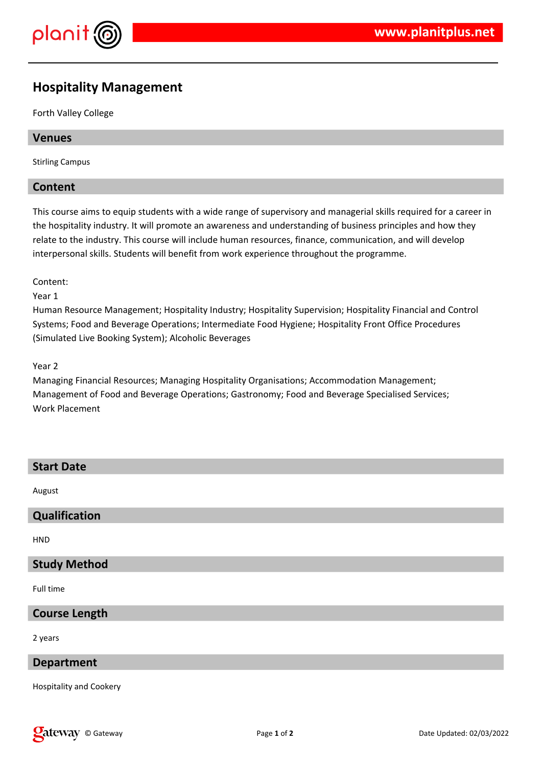# Hospitality Management

Forth Valley College

## Venues

Stirling Campus

## Content

This course aims to equip students with a wide range of supervisory and managerial skills required for a career in the hospitality industry. It will promote an awareness and understanding of business principles and how they relate to the industry. This course will include human resources, finance, communication, and will develop interpersonal skills. Students will benefit from work experience throughout the programme.

Content:

Year 1

Human Resource Management; Hospitality Industry; Hospitality Supervision; Hospitality Financial and Control Systems; Food and Beverage Operations; Intermediate Food Hygiene; Hospitality Front Office Procedures (Simulated Live Booking System); Alcoholic Beverages

Year 2

Managing Financial Resources; Managing Hospitality Organisations; Accommodation Management; Management of Food and Beverage Operations; Gastronomy; Food and Beverage Specialised Services; Work Placement

## Start Date

August

## Qualification

HND

## Study Method

Full time

## Course Length

2 years

## Department

Hospitality and Cookery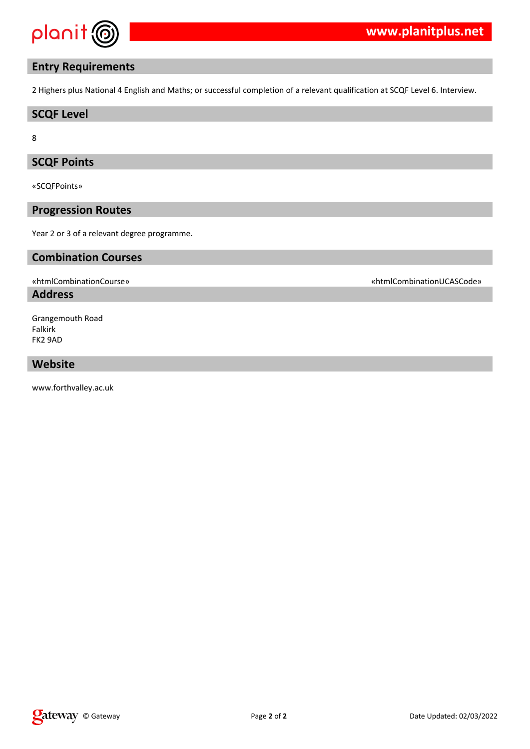## Entry Requirements

2 Highers plus National 4 English and Maths; or successful completion of a relevant qualification at SCQF Level 6. Interview.

## SCQF Level

8

## SCQF Points

«SCQFPoints»

## Progression Routes

Year 2 or 3 of a relevant degree programme.

## Combination Courses

«htmlCombinationCourse» «htmlCombinationUCASCode»

## Address

Grangemouth Road
Falkirk
FK2 9AD

## Website

www.forthvalley.ac.uk